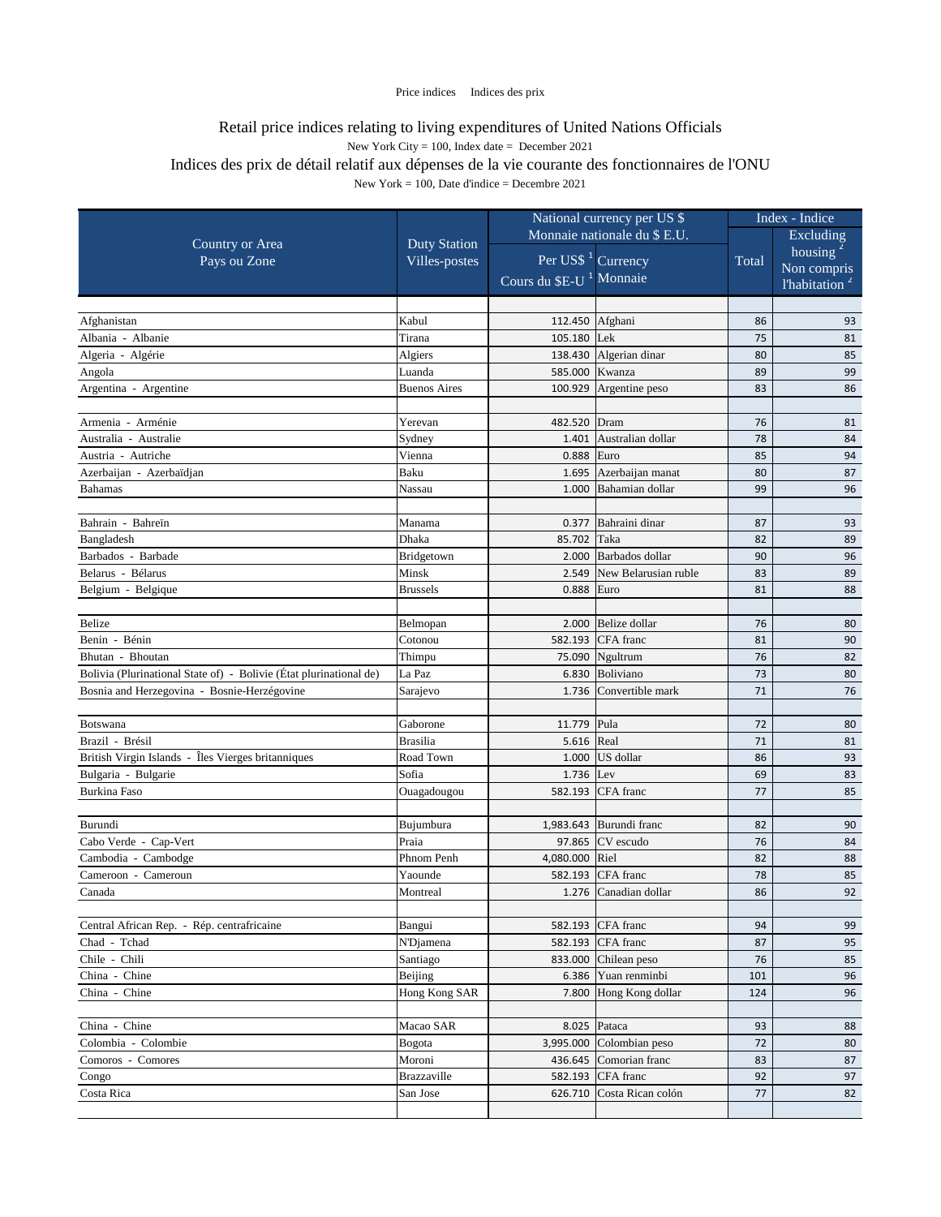Price indices    Indices des prix

# Retail price indices relating to living expenditures of United Nations Officials

New York City = 100, Index date = December 2021

# Indices des prix de détail relatif aux dépenses de la vie courante des fonctionnaires de l'ONU

New York = 100, Date d'indice = Decembre 2021

| Country or Area<br>Pays ou Zone | Duty Station<br>Villes-postes | National currency per US $<br>Monnaie nationale du $ E.U. | | Index - Indice | |
|---|---|---|---|---|---|
| | | Per US$ [1]<br>Cours du $E-U [1] | Currency<br>Monnaie | Total | Excluding housing [2]<br>Non compris l'habitation [2] |
| Afghanistan | Kabul | 112.450 | Afghani | 86 | 93 |
| Albania - Albanie | Tirana | 105.180 | Lek | 75 | 81 |
| Algeria - Algérie | Algiers | 138.430 | Algerian dinar | 80 | 85 |
| Angola | Luanda | 585.000 | Kwanza | 89 | 99 |
| Argentina - Argentine | Buenos Aires | 100.929 | Argentine peso | 83 | 86 |
| Armenia - Arménie | Yerevan | 482.520 | Dram | 76 | 81 |
| Australia - Australie | Sydney | 1.401 | Australian dollar | 78 | 84 |
| Austria - Autriche | Vienna | 0.888 | Euro | 85 | 94 |
| Azerbaijan - Azerbaïdjan | Baku | 1.695 | Azerbaijan manat | 80 | 87 |
| Bahamas | Nassau | 1.000 | Bahamian dollar | 99 | 96 |
| Bahrain - Bahreïn | Manama | 0.377 | Bahraini dinar | 87 | 93 |
| Bangladesh | Dhaka | 85.702 | Taka | 82 | 89 |
| Barbados - Barbade | Bridgetown | 2.000 | Barbados dollar | 90 | 96 |
| Belarus - Bélarus | Minsk | 2.549 | New Belarusian ruble | 83 | 89 |
| Belgium - Belgique | Brussels | 0.888 | Euro | 81 | 88 |
| Belize | Belmopan | 2.000 | Belize dollar | 76 | 80 |
| Benin - Bénin | Cotonou | 582.193 | CFA franc | 81 | 90 |
| Bhutan - Bhoutan | Thimpu | 75.090 | Ngultrum | 76 | 82 |
| Bolivia (Plurinational State of) - Bolivie (État plurinational de) | La Paz | 6.830 | Boliviano | 73 | 80 |
| Bosnia and Herzegovina - Bosnie-Herzégovine | Sarajevo | 1.736 | Convertible mark | 71 | 76 |
| Botswana | Gaborone | 11.779 | Pula | 72 | 80 |
| Brazil - Brésil | Brasilia | 5.616 | Real | 71 | 81 |
| British Virgin Islands - Îles Vierges britanniques | Road Town | 1.000 | US dollar | 86 | 93 |
| Bulgaria - Bulgarie | Sofia | 1.736 | Lev | 69 | 83 |
| Burkina Faso | Ouagadougou | 582.193 | CFA franc | 77 | 85 |
| Burundi | Bujumbura | 1,983.643 | Burundi franc | 82 | 90 |
| Cabo Verde - Cap-Vert | Praia | 97.865 | CV escudo | 76 | 84 |
| Cambodia - Cambodge | Phnom Penh | 4,080.000 | Riel | 82 | 88 |
| Cameroon - Cameroun | Yaounde | 582.193 | CFA franc | 78 | 85 |
| Canada | Montreal | 1.276 | Canadian dollar | 86 | 92 |
| Central African Rep. - Rép. centrafricaine | Bangui | 582.193 | CFA franc | 94 | 99 |
| Chad - Tchad | N'Djamena | 582.193 | CFA franc | 87 | 95 |
| Chile - Chili | Santiago | 833.000 | Chilean peso | 76 | 85 |
| China - Chine | Beijing | 6.386 | Yuan renminbi | 101 | 96 |
| China - Chine | Hong Kong SAR | 7.800 | Hong Kong dollar | 124 | 96 |
| China - Chine | Macao SAR | 8.025 | Pataca | 93 | 88 |
| Colombia - Colombie | Bogota | 3,995.000 | Colombian peso | 72 | 80 |
| Comoros - Comores | Moroni | 436.645 | Comorian franc | 83 | 87 |
| Congo | Brazzaville | 582.193 | CFA franc | 92 | 97 |
| Costa Rica | San Jose | 626.710 | Costa Rican colón | 77 | 82 |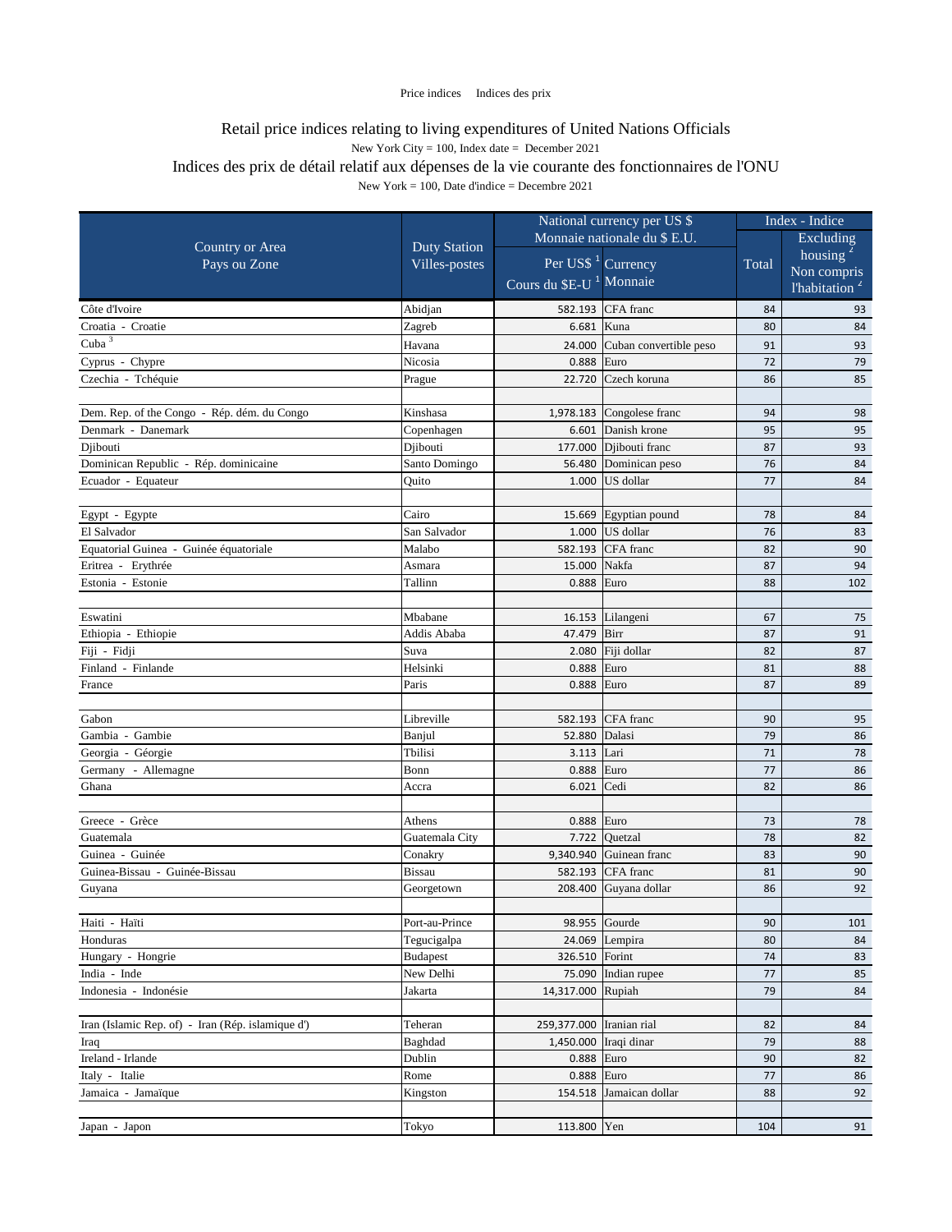Price indices    Indices des prix

# Retail price indices relating to living expenditures of United Nations Officials

New York City = 100, Index date = December 2021

# Indices des prix de détail relatif aux dépenses de la vie courante des fonctionnaires de l'ONU

New York = 100, Date d'indice = Decembre 2021

| Country or Area<br>Pays ou Zone | Duty Station<br>Villes-postes | National currency per US $<br>Monnaie nationale du $ E.U. | | Index - Indice | |
|---|---|---|---|---|---|
| | | Per US$ [1]<br>Cours du $E-U [1] | Currency<br>Monnaie | Total | Excluding housing [2]<br>Non compris l'habitation [2] |
| Côte d'Ivoire | Abidjan | 582.193 | CFA franc | 84 | 93 |
| Croatia - Croatie | Zagreb | 6.681 | Kuna | 80 | 84 |
| Cuba [3] | Havana | 24.000 | Cuban convertible peso | 91 | 93 |
| Cyprus - Chypre | Nicosia | 0.888 | Euro | 72 | 79 |
| Czechia - Tchéquie | Prague | 22.720 | Czech koruna | 86 | 85 |
| | | | | | |
| Dem. Rep. of the Congo - Rép. dém. du Congo | Kinshasa | 1,978.183 | Congolese franc | 94 | 98 |
| Denmark - Danemark | Copenhagen | 6.601 | Danish krone | 95 | 95 |
| Djibouti | Djibouti | 177.000 | Djibouti franc | 87 | 93 |
| Dominican Republic - Rép. dominicaine | Santo Domingo | 56.480 | Dominican peso | 76 | 84 |
| Ecuador - Equateur | Quito | 1.000 | US dollar | 77 | 84 |
| | | | | | |
| Egypt - Egypte | Cairo | 15.669 | Egyptian pound | 78 | 84 |
| El Salvador | San Salvador | 1.000 | US dollar | 76 | 83 |
| Equatorial Guinea - Guinée équatoriale | Malabo | 582.193 | CFA franc | 82 | 90 |
| Eritrea - Erythrée | Asmara | 15.000 | Nakfa | 87 | 94 |
| Estonia - Estonie | Tallinn | 0.888 | Euro | 88 | 102 |
| | | | | | |
| Eswatini | Mbabane | 16.153 | Lilangeni | 67 | 75 |
| Ethiopia - Ethiopie | Addis Ababa | 47.479 | Birr | 87 | 91 |
| Fiji - Fidji | Suva | 2.080 | Fiji dollar | 82 | 87 |
| Finland - Finlande | Helsinki | 0.888 | Euro | 81 | 88 |
| France | Paris | 0.888 | Euro | 87 | 89 |
| | | | | | |
| Gabon | Libreville | 582.193 | CFA franc | 90 | 95 |
| Gambia - Gambie | Banjul | 52.880 | Dalasi | 79 | 86 |
| Georgia - Géorgie | Tbilisi | 3.113 | Lari | 71 | 78 |
| Germany - Allemagne | Bonn | 0.888 | Euro | 77 | 86 |
| Ghana | Accra | 6.021 | Cedi | 82 | 86 |
| | | | | | |
| Greece - Grèce | Athens | 0.888 | Euro | 73 | 78 |
| Guatemala | Guatemala City | 7.722 | Quetzal | 78 | 82 |
| Guinea - Guinée | Conakry | 9,340.940 | Guinean franc | 83 | 90 |
| Guinea-Bissau - Guinée-Bissau | Bissau | 582.193 | CFA franc | 81 | 90 |
| Guyana | Georgetown | 208.400 | Guyana dollar | 86 | 92 |
| | | | | | |
| Haiti - Haïti | Port-au-Prince | 98.955 | Gourde | 90 | 101 |
| Honduras | Tegucigalpa | 24.069 | Lempira | 80 | 84 |
| Hungary - Hongrie | Budapest | 326.510 | Forint | 74 | 83 |
| India - Inde | New Delhi | 75.090 | Indian rupee | 77 | 85 |
| Indonesia - Indonésie | Jakarta | 14,317.000 | Rupiah | 79 | 84 |
| | | | | | |
| Iran (Islamic Rep. of) - Iran (Rép. islamique d') | Teheran | 259,377.000 | Iranian rial | 82 | 84 |
| Iraq | Baghdad | 1,450.000 | Iraqi dinar | 79 | 88 |
| Ireland - Irlande | Dublin | 0.888 | Euro | 90 | 82 |
| Italy - Italie | Rome | 0.888 | Euro | 77 | 86 |
| Jamaica - Jamaïque | Kingston | 154.518 | Jamaican dollar | 88 | 92 |
| | | | | | |
| Japan - Japon | Tokyo | 113.800 | Yen | 104 | 91 |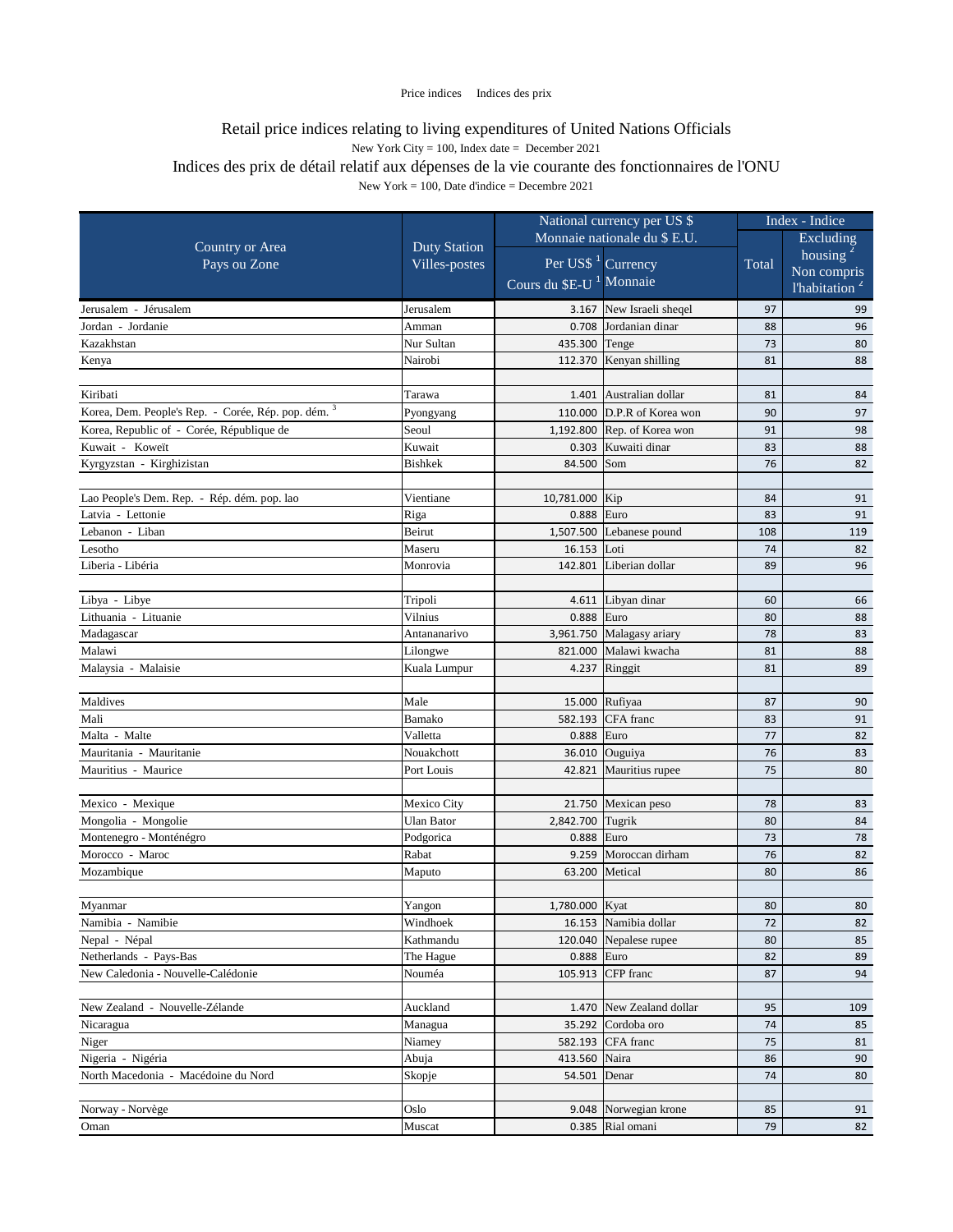Price indices    Indices des prix

# Retail price indices relating to living expenditures of United Nations Officials

New York City = 100, Index date = December 2021

# Indices des prix de détail relatif aux dépenses de la vie courante des fonctionnaires de l'ONU

New York = 100, Date d'indice = Decembre 2021

| Country or Area<br>Pays ou Zone | Duty Station<br>Villes-postes | National currency per US $<br>Monnaie nationale du $ E.U. | | Index - Indice | |
|---|---|---|---|---|---|
| | | Per US$ [1]<br>Cours du $E-U [1] | Currency<br>Monnaie | Total | Excluding housing [2]<br>Non compris l'habitation [2] |
| Jerusalem - Jérusalem | Jerusalem | 3.167 | New Israeli sheqel | 97 | 99 |
| Jordan - Jordanie | Amman | 0.708 | Jordanian dinar | 88 | 96 |
| Kazakhstan | Nur Sultan | 435.300 | Tenge | 73 | 80 |
| Kenya | Nairobi | 112.370 | Kenyan shilling | 81 | 88 |
| | | | | | |
| Kiribati | Tarawa | 1.401 | Australian dollar | 81 | 84 |
| Korea, Dem. People's Rep. - Corée, Rép. pop. dém. [3] | Pyongyang | 110.000 | D.P.R of Korea won | 90 | 97 |
| Korea, Republic of - Corée, République de | Seoul | 1,192.800 | Rep. of Korea won | 91 | 98 |
| Kuwait - Koweït | Kuwait | 0.303 | Kuwaiti dinar | 83 | 88 |
| Kyrgyzstan - Kirghizistan | Bishkek | 84.500 | Som | 76 | 82 |
| | | | | | |
| Lao People's Dem. Rep. - Rép. dém. pop. lao | Vientiane | 10,781.000 | Kip | 84 | 91 |
| Latvia - Lettonie | Riga | 0.888 | Euro | 83 | 91 |
| Lebanon - Liban | Beirut | 1,507.500 | Lebanese pound | 108 | 119 |
| Lesotho | Maseru | 16.153 | Loti | 74 | 82 |
| Liberia - Libéria | Monrovia | 142.801 | Liberian dollar | 89 | 96 |
| | | | | | |
| Libya - Libye | Tripoli | 4.611 | Libyan dinar | 60 | 66 |
| Lithuania - Lituanie | Vilnius | 0.888 | Euro | 80 | 88 |
| Madagascar | Antananarivo | 3,961.750 | Malagasy ariary | 78 | 83 |
| Malawi | Lilongwe | 821.000 | Malawi kwacha | 81 | 88 |
| Malaysia - Malaisie | Kuala Lumpur | 4.237 | Ringgit | 81 | 89 |
| | | | | | |
| Maldives | Male | 15.000 | Rufiyaa | 87 | 90 |
| Mali | Bamako | 582.193 | CFA franc | 83 | 91 |
| Malta - Malte | Valletta | 0.888 | Euro | 77 | 82 |
| Mauritania - Mauritanie | Nouakchott | 36.010 | Ouguiya | 76 | 83 |
| Mauritius - Maurice | Port Louis | 42.821 | Mauritius rupee | 75 | 80 |
| | | | | | |
| Mexico - Mexique | Mexico City | 21.750 | Mexican peso | 78 | 83 |
| Mongolia - Mongolie | Ulan Bator | 2,842.700 | Tugrik | 80 | 84 |
| Montenegro - Monténégro | Podgorica | 0.888 | Euro | 73 | 78 |
| Morocco - Maroc | Rabat | 9.259 | Moroccan dirham | 76 | 82 |
| Mozambique | Maputo | 63.200 | Metical | 80 | 86 |
| | | | | | |
| Myanmar | Yangon | 1,780.000 | Kyat | 80 | 80 |
| Namibia - Namibie | Windhoek | 16.153 | Namibia dollar | 72 | 82 |
| Nepal - Népal | Kathmandu | 120.040 | Nepalese rupee | 80 | 85 |
| Netherlands - Pays-Bas | The Hague | 0.888 | Euro | 82 | 89 |
| New Caledonia - Nouvelle-Calédonie | Nouméa | 105.913 | CFP franc | 87 | 94 |
| | | | | | |
| New Zealand - Nouvelle-Zélande | Auckland | 1.470 | New Zealand dollar | 95 | 109 |
| Nicaragua | Managua | 35.292 | Cordoba oro | 74 | 85 |
| Niger | Niamey | 582.193 | CFA franc | 75 | 81 |
| Nigeria - Nigéria | Abuja | 413.560 | Naira | 86 | 90 |
| North Macedonia - Macédoine du Nord | Skopje | 54.501 | Denar | 74 | 80 |
| | | | | | |
| Norway - Norvège | Oslo | 9.048 | Norwegian krone | 85 | 91 |
| Oman | Muscat | 0.385 | Rial omani | 79 | 82 |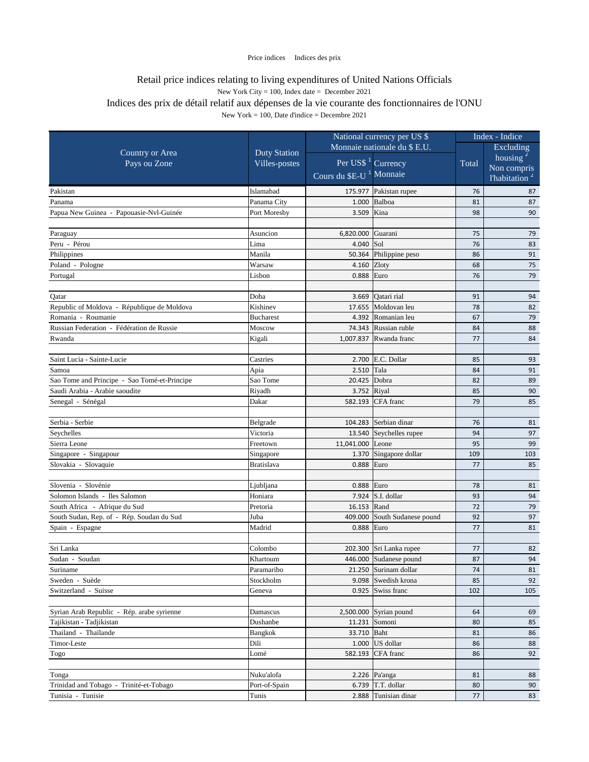Price indices     Indices des prix

# Retail price indices relating to living expenditures of United Nations Officials

New York City = 100, Index date = December 2021

# Indices des prix de détail relatif aux dépenses de la vie courante des fonctionnaires de l'ONU

New York = 100, Date d'indice = Decembre 2021

| Country or Area<br>Pays ou Zone | Duty Station<br>Villes-postes | National currency per US $<br>Monnaie nationale du $ E.U. | | Index - Indice | |
|---|---|---|---|---|---|
| | | Per US$ [1]<br>Cours du $E-U [1] | Currency<br>Monnaie | Total | Excluding housing [2]<br>Non compris l'habitation [2] |
| Pakistan | Islamabad | 175.977 | Pakistan rupee | 76 | 87 |
| Panama | Panama City | 1.000 | Balboa | 81 | 87 |
| Papua New Guinea - Papouasie-Nvl-Guinée | Port Moresby | 3.509 | Kina | 98 | 90 |
| | | | | | |
| Paraguay | Asuncion | 6,820.000 | Guarani | 75 | 79 |
| Peru - Pérou | Lima | 4.040 | Sol | 76 | 83 |
| Philippines | Manila | 50.364 | Philippine peso | 86 | 91 |
| Poland - Pologne | Warsaw | 4.160 | Zloty | 68 | 75 |
| Portugal | Lisbon | 0.888 | Euro | 76 | 79 |
| | | | | | |
| Qatar | Doha | 3.669 | Qatari rial | 91 | 94 |
| Republic of Moldova - République de Moldova | Kishinev | 17.655 | Moldovan leu | 78 | 82 |
| Romania - Roumanie | Bucharest | 4.392 | Romanian leu | 67 | 79 |
| Russian Federation - Fédération de Russie | Moscow | 74.343 | Russian ruble | 84 | 88 |
| Rwanda | Kigali | 1,007.837 | Rwanda franc | 77 | 84 |
| | | | | | |
| Saint Lucia - Sainte-Lucie | Castries | 2.700 | E.C. Dollar | 85 | 93 |
| Samoa | Apia | 2.510 | Tala | 84 | 91 |
| Sao Tome and Principe - Sao Tomé-et-Principe | Sao Tome | 20.425 | Dobra | 82 | 89 |
| Saudi Arabia - Arabie saoudite | Riyadh | 3.752 | Riyal | 85 | 90 |
| Senegal - Sénégal | Dakar | 582.193 | CFA franc | 79 | 85 |
| | | | | | |
| Serbia - Serbie | Belgrade | 104.283 | Serbian dinar | 76 | 81 |
| Seychelles | Victoria | 13.540 | Seychelles rupee | 94 | 97 |
| Sierra Leone | Freetown | 11,041.000 | Leone | 95 | 99 |
| Singapore - Singapour | Singapore | 1.370 | Singapore dollar | 109 | 103 |
| Slovakia - Slovaquie | Bratislava | 0.888 | Euro | 77 | 85 |
| | | | | | |
| Slovenia - Slovénie | Ljubljana | 0.888 | Euro | 78 | 81 |
| Solomon Islands - Iles Salomon | Honiara | 7.924 | S.I. dollar | 93 | 94 |
| South Africa - Afrique du Sud | Pretoria | 16.153 | Rand | 72 | 79 |
| South Sudan, Rep. of - Rép. Soudan du Sud | Juba | 409.000 | South Sudanese pound | 92 | 97 |
| Spain - Espagne | Madrid | 0.888 | Euro | 77 | 81 |
| | | | | | |
| Sri Lanka | Colombo | 202.300 | Sri Lanka rupee | 77 | 82 |
| Sudan - Soudan | Khartoum | 446.000 | Sudanese pound | 87 | 94 |
| Suriname | Paramaribo | 21.250 | Surinam dollar | 74 | 81 |
| Sweden - Suède | Stockholm | 9.098 | Swedish krona | 85 | 92 |
| Switzerland - Suisse | Geneva | 0.925 | Swiss franc | 102 | 105 |
| | | | | | |
| Syrian Arab Republic - Rép. arabe syrienne | Damascus | 2,500.000 | Syrian pound | 64 | 69 |
| Tajikistan - Tadjikistan | Dushanbe | 11.231 | Somoni | 80 | 85 |
| Thailand - Thaïlande | Bangkok | 33.710 | Baht | 81 | 86 |
| Timor-Leste | Dili | 1.000 | US dollar | 86 | 88 |
| Togo | Lomé | 582.193 | CFA franc | 86 | 92 |
| | | | | | |
| Tonga | Nuku'alofa | 2.226 | Pa'anga | 81 | 88 |
| Trinidad and Tobago - Trinité-et-Tobago | Port-of-Spain | 6.739 | T.T. dollar | 80 | 90 |
| Tunisia - Tunisie | Tunis | 2.888 | Tunisian dinar | 77 | 83 |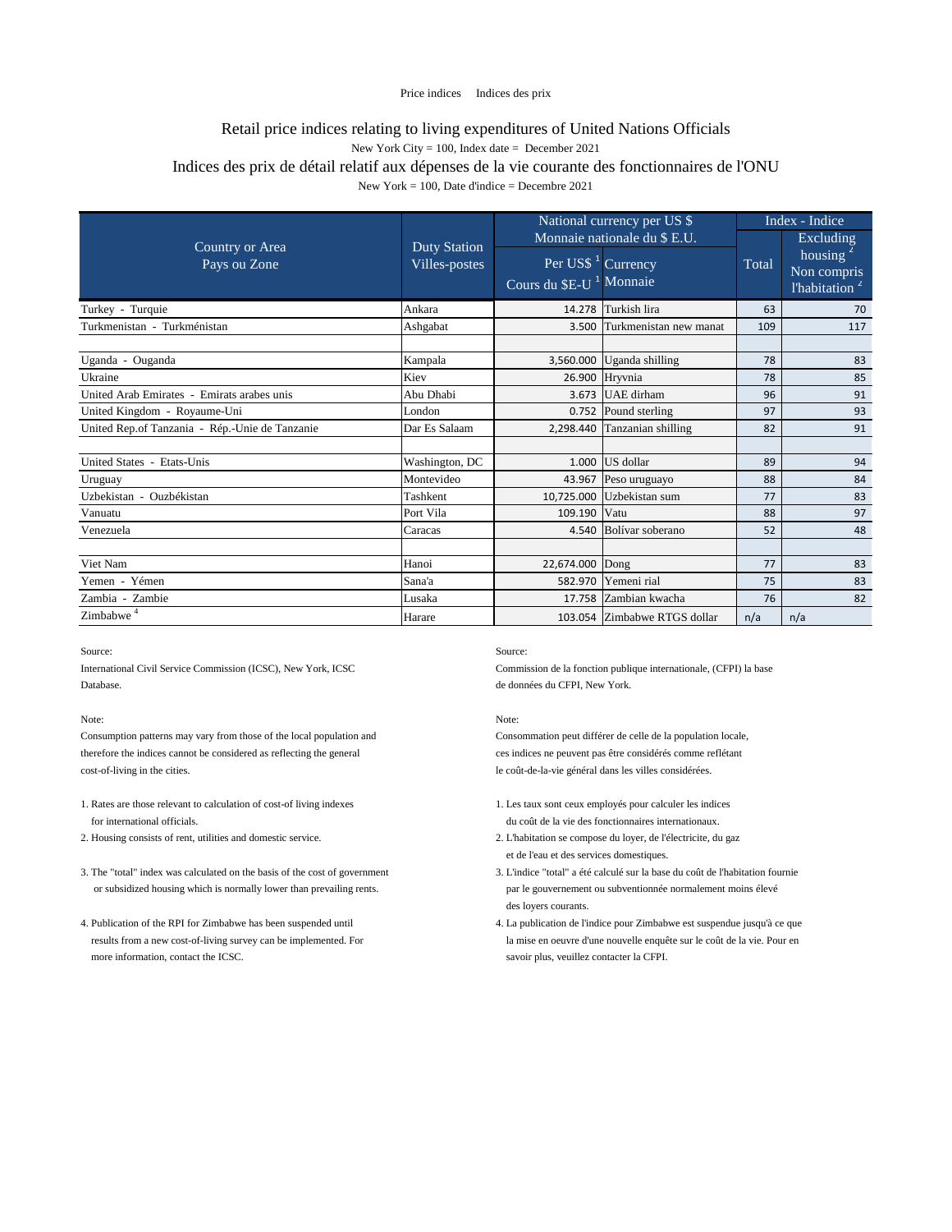Price indices Indices des prix

# Retail price indices relating to living expenditures of United Nations Officials

New York City = 100, Index date = December 2021

# Indices des prix de détail relatif aux dépenses de la vie courante des fonctionnaires de l'ONU

New York = 100, Date d'indice = Decembre 2021

| Country or Area<br>Pays ou Zone | Duty Station<br>Villes-postes | National currency per US $<br>Monnaie nationale du $ E.U. | | Index - Indice | |
|---|---|---|---|---|---|
| | | Per US$ [1]<br>Cours du $E-U [1] | Currency<br>Monnaie | Total | Excluding housing [2]<br>Non compris l'habitation [2] |
| Turkey - Turquie | Ankara | 14.278 | Turkish lira | 63 | 70 |
| Turkmenistan - Turkménistan | Ashgabat | 3.500 | Turkmenistan new manat | 109 | 117 |
| | | | | | |
| Uganda - Ouganda | Kampala | 3,560.000 | Uganda shilling | 78 | 83 |
| Ukraine | Kiev | 26.900 | Hryvnia | 78 | 85 |
| United Arab Emirates - Emirats arabes unis | Abu Dhabi | 3.673 | UAE dirham | 96 | 91 |
| United Kingdom - Royaume-Uni | London | 0.752 | Pound sterling | 97 | 93 |
| United Rep.of Tanzania - Rép.-Unie de Tanzanie | Dar Es Salaam | 2,298.440 | Tanzanian shilling | 82 | 91 |
| | | | | | |
| United States - Etats-Unis | Washington, DC | 1.000 | US dollar | 89 | 94 |
| Uruguay | Montevideo | 43.967 | Peso uruguayo | 88 | 84 |
| Uzbekistan - Ouzbékistan | Tashkent | 10,725.000 | Uzbekistan sum | 77 | 83 |
| Vanuatu | Port Vila | 109.190 | Vatu | 88 | 97 |
| Venezuela | Caracas | 4.540 | Bolívar soberano | 52 | 48 |
| | | | | | |
| Viet Nam | Hanoi | 22,674.000 | Dong | 77 | 83 |
| Yemen - Yémen | Sana'a | 582.970 | Yemeni rial | 75 | 83 |
| Zambia - Zambie | Lusaka | 17.758 | Zambian kwacha | 76 | 82 |
| Zimbabwe [4] | Harare | 103.054 | Zimbabwe RTGS dollar | n/a | n/a |

Source:

International Civil Service Commission (ICSC), New York, ICSC Database.

Note:

Consumption patterns may vary from those of the local population and therefore the indices cannot be considered as reflecting the general cost-of-living in the cities.

1. Rates are those relevant to calculation of cost-of living indexes for international officials.
2. Housing consists of rent, utilities and domestic service.
3. The "total" index was calculated on the basis of the cost of government or subsidized housing which is normally lower than prevailing rents.
4. Publication of the RPI for Zimbabwe has been suspended until results from a new cost-of-living survey can be implemented. For more information, contact the ICSC.

Source:

Commission de la fonction publique internationale, (CFPI) la base de données du CFPI, New York.

Note:

Consommation peut différer de celle de la population locale, ces indices ne peuvent pas être considérés comme reflétant le coût-de-la-vie général dans les villes considérées.

1. Les taux sont ceux employés pour calculer les indices du coût de la vie des fonctionnaires internationaux.
2. L'habitation se compose du loyer, de l'électricite, du gaz et de l'eau et des services domestiques.
3. L'indice "total" a été calculé sur la base du coût de l'habitation fournie par le gouvernement ou subventionnée normalement moins élevé des loyers courants.
4. La publication de l'indice pour Zimbabwe est suspendue jusqu'à ce que la mise en oeuvre d'une nouvelle enquête sur le coût de la vie. Pour en savoir plus, veuillez contacter la CFPI.